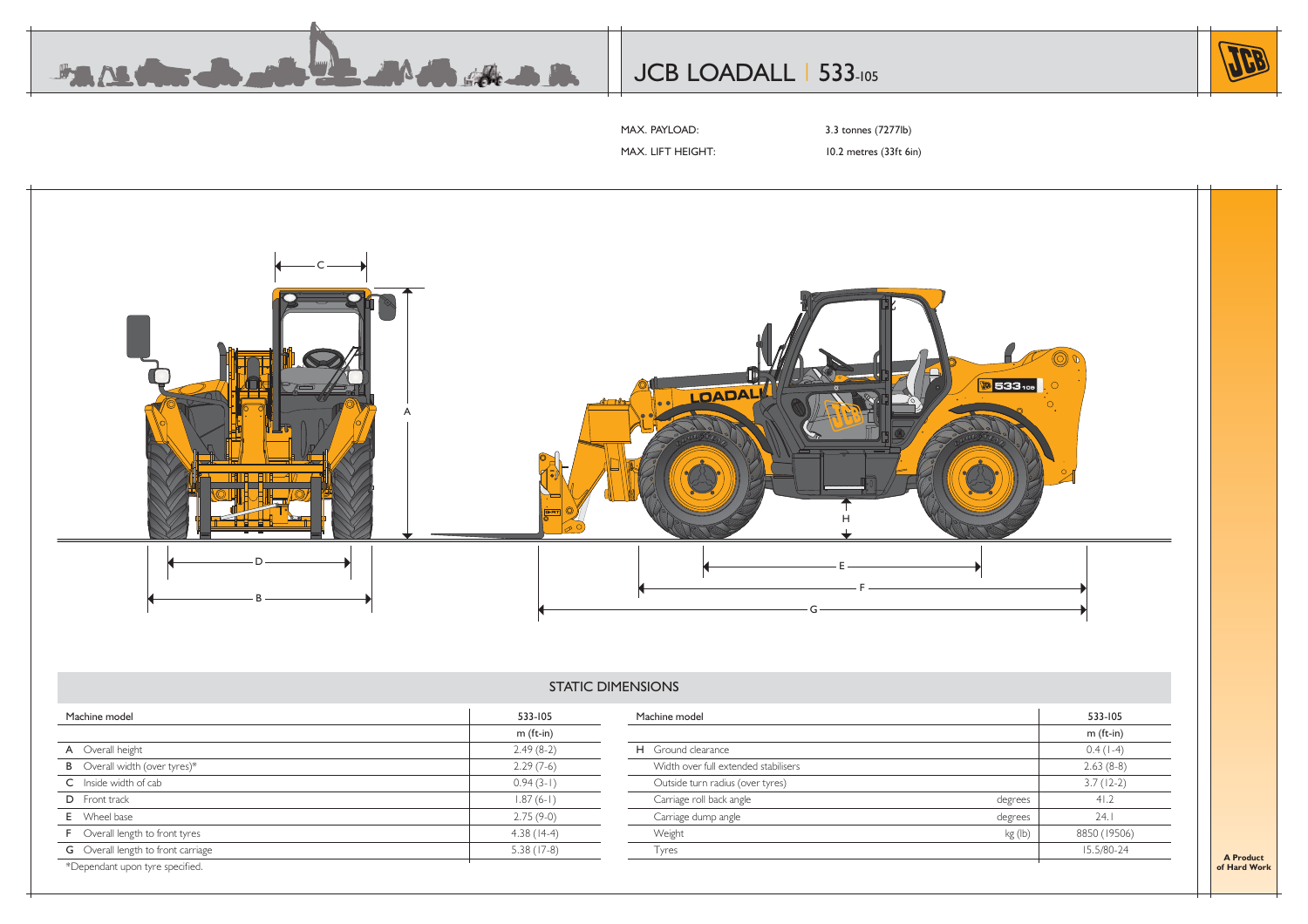# JCB LOADALL | 533-105

MAX. PAYLOAD: 3.3 tonnes (7277lb)

MAX. LIFT HEIGHT: 10.2 metres (33ft 6in)

## STATIC DIMENSIONS

| Machine model | 533-105 |
|---|---|
| | m (ft-in) |
| A Overall height | 2.49 (8-2) |
| B Overall width (over tyres)* | 2.29 (7-6) |
| C Inside width of cab | 0.94 (3-1) |
| D Front track | 1.87 (6-1) |
| E Wheel base | 2.75 (9-0) |
| F Overall length to front tyres | 4.38 (14-4) |
| G Overall length to front carriage | 5.38 (17-8) |

*Dependant upon tyre specified.

| Machine model | | 533-105 |
|---|---|---|
| | | m (ft-in) |
| H Ground clearance | | 0.4 (1-4) |
| Width over full extended stabilisers | | 2.63 (8-8) |
| Outside turn radius (over tyres) | | 3.7 (12-2) |
| Carriage roll back angle | degrees | 41.2 |
| Carriage dump angle | degrees | 24.1 |
| Weight | kg (lb) | 8850 (19506) |
| Tyres | | 15.5/80-24 |

**A Product of Hard Work**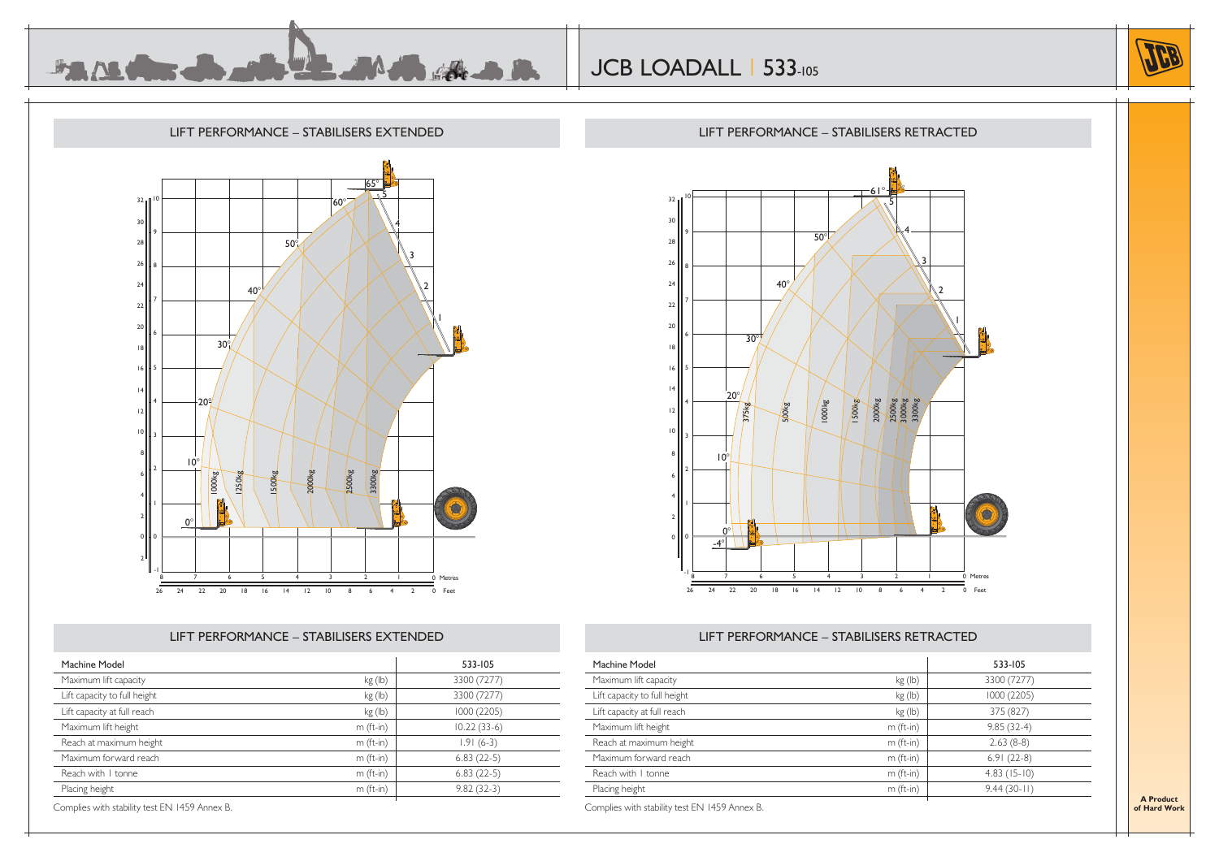# JCB LOADALL | 533-105

## LIFT PERFORMANCE – STABILISERS EXTENDED

## LIFT PERFORMANCE – STABILISERS RETRACTED

## LIFT PERFORMANCE – STABILISERS EXTENDED

| Machine Model | | 533-105 |
|---|---|---|
| Maximum lift capacity | kg (lb) | 3300 (7277) |
| Lift capacity to full height | kg (lb) | 3300 (7277) |
| Lift capacity at full reach | kg (lb) | 1000 (2205) |
| Maximum lift height | m (ft-in) | 10.22 (33-6) |
| Reach at maximum height | m (ft-in) | 1.91 (6-3) |
| Maximum forward reach | m (ft-in) | 6.83 (22-5) |
| Reach with 1 tonne | m (ft-in) | 6.83 (22-5) |
| Placing height | m (ft-in) | 9.82 (32-3) |

Complies with stability test EN 1459 Annex B.

## LIFT PERFORMANCE – STABILISERS RETRACTED

| Machine Model | | 533-105 |
|---|---|---|
| Maximum lift capacity | kg (lb) | 3300 (7277) |
| Lift capacity to full height | kg (lb) | 1000 (2205) |
| Lift capacity at full reach | kg (lb) | 375 (827) |
| Maximum lift height | m (ft-in) | 9.85 (32-4) |
| Reach at maximum height | m (ft-in) | 2.63 (8-8) |
| Maximum forward reach | m (ft-in) | 6.91 (22-8) |
| Reach with 1 tonne | m (ft-in) | 4.83 (15-10) |
| Placing height | m (ft-in) | 9.44 (30-11) |

Complies with stability test EN 1459 Annex B.

**A Product of Hard Work**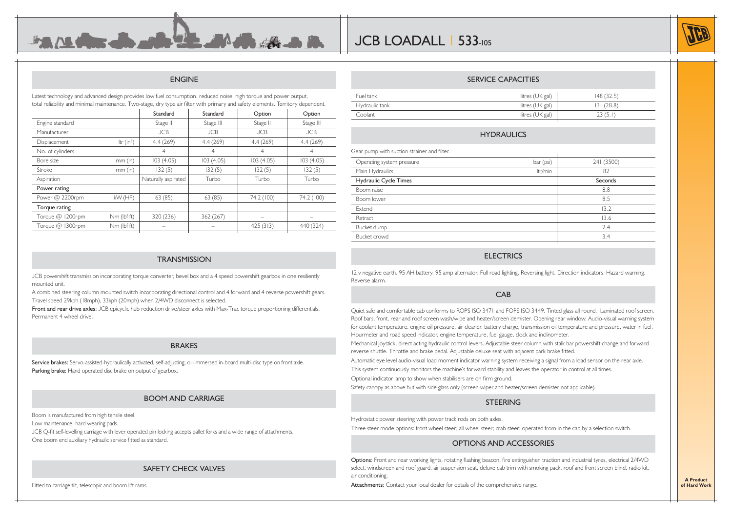# JCB LOADALL | 533-105

## ENGINE

Latest technology and advanced design provides low fuel consumption, reduced noise, high torque and power output, total reliability and minimal maintenance. Two-stage, dry type air filter with primary and safety elements. Territory dependent.

| | | Standard | Standard | Option | Option |
|---|---|---|---|---|---|
| Engine standard | | Stage II | Stage III | Stage II | Stage III |
| Manufacturer | | JCB | JCB | JCB | JCB |
| Displacement | ltr (in³) | 4.4 (269) | 4.4 (269) | 4.4 (269) | 4.4 (269) |
| No. of cylinders | | 4 | 4 | 4 | 4 |
| Bore size | mm (in) | 103 (4.05) | 103 (4.05) | 103 (4.05) | 103 (4.05) |
| Stroke | mm (in) | 132 (5) | 132 (5) | 132 (5) | 132 (5) |
| Aspiration | | Naturally aspirated | Turbo | Turbo | Turbo |
| **Power rating** | | | | | |
| Power @ 2200rpm | kW (HP) | 63 (85) | 63 (85) | 74.2 (100) | 74.2 (100) |
| **Torque rating** | | | | | |
| Torque @ 1200rpm | Nm (lbf ft) | 320 (236) | 362 (267) | – | – |
| Torque @ 1300rpm | Nm (lbf ft) | – | – | 425 (313) | 440 (324) |

## TRANSMISSION

JCB powershift transmission incorporating torque converter, bevel box and a 4 speed powershift gearbox in one resiliently mounted unit.

A combined steering column mounted switch incorporating directional control and 4 forward and 4 reverse powershift gears. Travel speed 29kph (18mph), 33kph (20mph) when 2/4WD disconnect is selected.

**Front and rear drive axles:** JCB epicyclic hub reduction drive/steer axles with Max-Trac torque proportioning differentials. Permanent 4 wheel drive.

## BRAKES

**Service brakes:** Servo-assisted-hydraulically activated, self-adjusting, oil-immersed in-board multi-disc type on front axle.
**Parking brake:** Hand operated disc brake on output of gearbox.

## BOOM AND CARRIAGE

Boom is manufactured from high tensile steel.
Low maintenance, hard wearing pads.
JCB Q-fit self-levelling carriage with lever operated pin locking accepts pallet forks and a wide range of attachments.
One boom end auxiliary hydraulic service fitted as standard.

## SAFETY CHECK VALVES

Fitted to carriage tilt, telescopic and boom lift rams.

## SERVICE CAPACITIES

| | | |
|---|---|---|
| Fuel tank | litres (UK gal) | 148 (32.5) |
| Hydraulic tank | litres (UK gal) | 131 (28.8) |
| Coolant | litres (UK gal) | 23 (5.1) |

## HYDRAULICS

Gear pump with suction strainer and filter.

| | | |
|---|---|---|
| Operating system pressure | bar (psi) | 241 (3500) |
| Main Hydraulics | ltr/min | 82 |
| **Hydraulic Cycle Times** | | **Seconds** |
| Boom raise | | 8.8 |
| Boom lower | | 8.5 |
| Extend | | 13.2 |
| Retract | | 13.6 |
| Bucket dump | | 2.4 |
| Bucket crowd | | 3.4 |

## ELECTRICS

12 v negative earth. 95 AH battery. 95 amp alternator. Full road lighting. Reversing light. Direction indicators. Hazard warning. Reverse alarm.

## CAB

Quiet safe and comfortable cab conforms to ROPS ISO 3471 and FOPS ISO 3449. Tinted glass all round. Laminated roof screen. Roof bars, front, rear and roof screen wash/wipe and heater/screen demister. Opening rear window. Audio-visual warning system for coolant temperature, engine oil pressure, air cleaner, battery charge, transmission oil temperature and pressure, water in fuel. Hourmeter and road speed indicator, engine temperature, fuel gauge, clock and inclinometer.

Mechanical joystick, direct acting hydraulic control levers. Adjustable steer column with stalk bar powershift change and forward reverse shuttle. Throttle and brake pedal. Adjustable deluxe seat with adjacent park brake fitted.

Automatic eye level audio-visual load moment indicator warning system receiving a signal from a load sensor on the rear axle. This system continuously monitors the machine's forward stability and leaves the operator in control at all times.

Optional indicator lamp to show when stabilisers are on firm ground.

Safety canopy as above but with side glass only (screen wiper and heater/screen demister not applicable).

## STEERING

Hydrostatic power steering with power track rods on both axles.

Three steer mode options: front wheel steer; all wheel steer; crab steer: operated from in the cab by a selection switch.

## OPTIONS AND ACCESSORIES

**Options:** Front and rear working lights, rotating flashing beacon, fire extinguisher, traction and industrial tyres, electrical 2/4WD select, windscreen and roof guard, air suspension seat, deluxe cab trim with smoking pack, roof and front screen blind, radio kit, air conditioning.

**Attachments:** Contact your local dealer for details of the comprehensive range.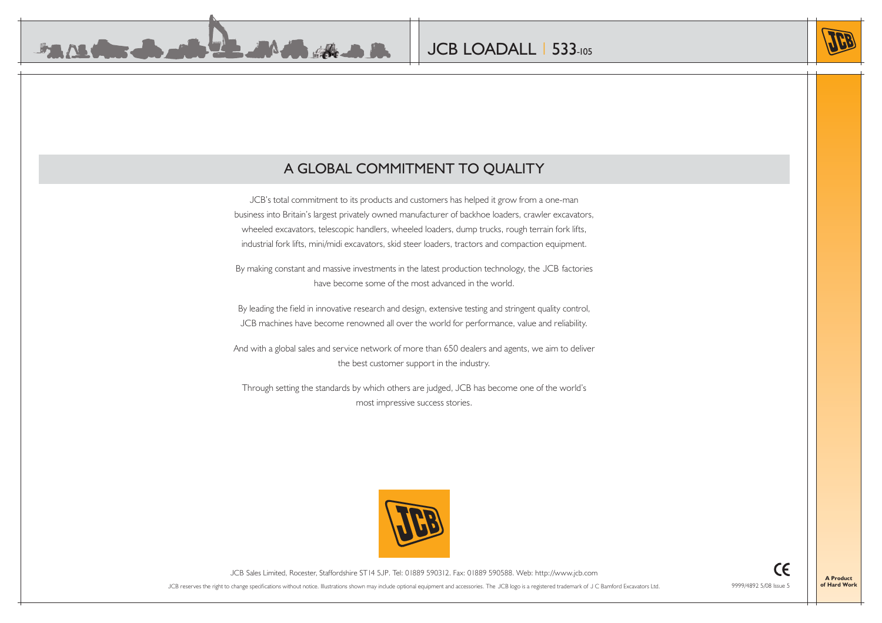# A GLOBAL COMMITMENT TO QUALITY

JCB's total commitment to its products and customers has helped it grow from a one-man business into Britain's largest privately owned manufacturer of backhoe loaders, crawler excavators, wheeled excavators, telescopic handlers, wheeled loaders, dump trucks, rough terrain fork lifts, industrial fork lifts, mini/midi excavators, skid steer loaders, tractors and compaction equipment.

By making constant and massive investments in the latest production technology, the JCB factories have become some of the most advanced in the world.

By leading the field in innovative research and design, extensive testing and stringent quality control, JCB machines have become renowned all over the world for performance, value and reliability.

And with a global sales and service network of more than 650 dealers and agents, we aim to deliver the best customer support in the industry.

Through setting the standards by which others are judged, JCB has become one of the world's most impressive success stories.

JCB Sales Limited, Rocester, Staffordshire ST14 5JP. Tel: 01889 590312. Fax: 01889 590588. Web: http://www.jcb.com

JCB reserves the right to change specifications without notice. Illustrations shown may include optional equipment and accessories. The JCB logo is a registered trademark of J C Bamford Excavators Ltd.

9999/4892 5/08 Issue 5

**A Product of Hard Work**